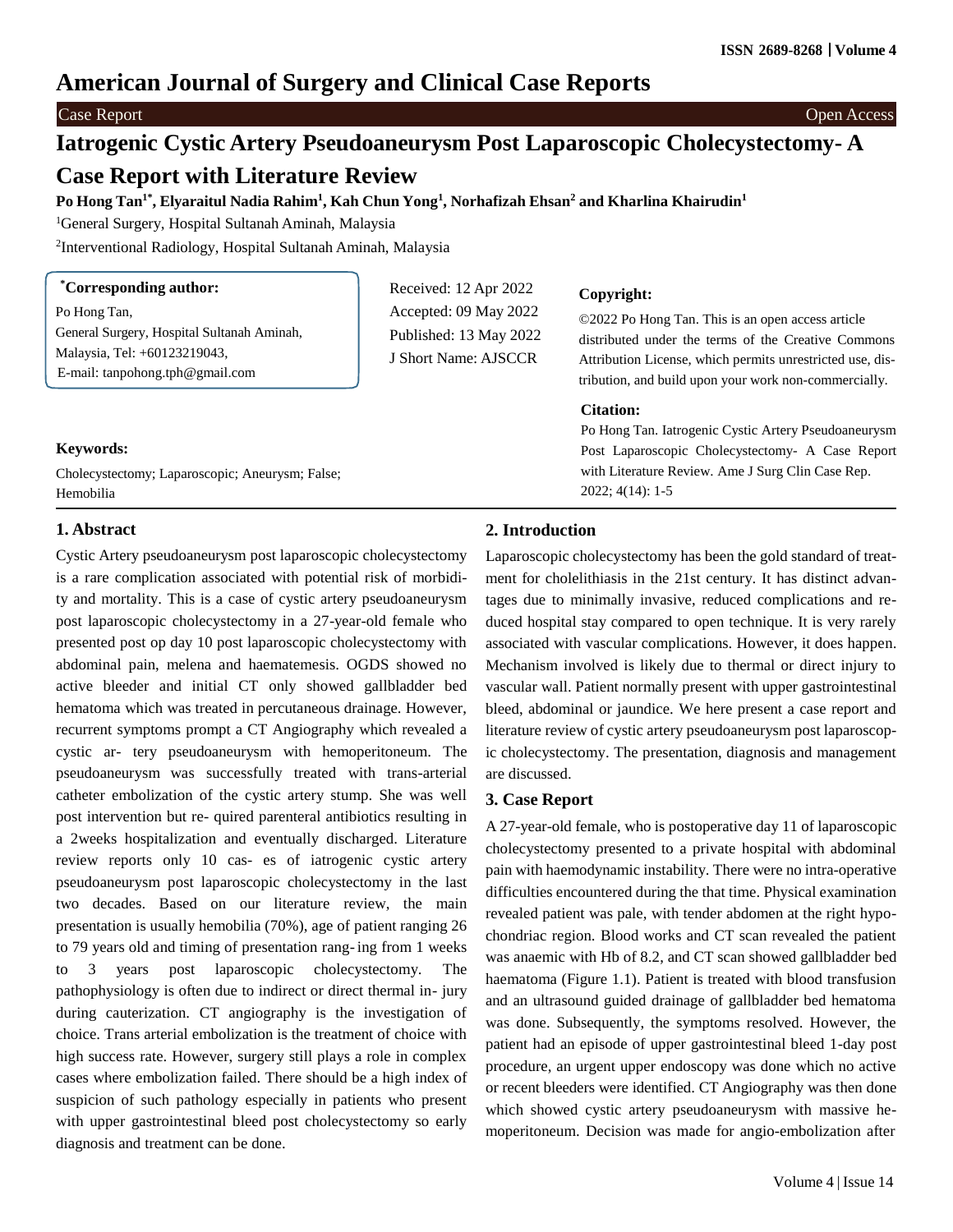# American Journal of Surgery and Clinical Case Reports

Case Report | Open Access

# Iatrogenic Cystic Artery Pseudoaneurysm Post Laparoscopic Cholecystectomy- A Case Report with Literature Review

**Po Hong Tan[1*], Elyaraitul Nadia Rahim[1], Kah Chun Yong[1], Norhafizah Ehsan[2] and Kharlina Khairudin[1]**

[1]General Surgery, Hospital Sultanah Aminah, Malaysia

[2]Interventional Radiology, Hospital Sultanah Aminah, Malaysia

**[*]Corresponding author:**

Po Hong Tan,
General Surgery, Hospital Sultanah Aminah, Malaysia, Tel: +60123219043,
E-mail: tanpohong.tph@gmail.com

Received: 12 Apr 2022
Accepted: 09 May 2022
Published: 13 May 2022
J Short Name: AJSCCR

**Copyright:**

©2022 Po Hong Tan. This is an open access article distributed under the terms of the Creative Commons Attribution License, which permits unrestricted use, distribution, and build upon your work non-commercially.

**Citation:**

Po Hong Tan. Iatrogenic Cystic Artery Pseudoaneurysm Post Laparoscopic Cholecystectomy- A Case Report with Literature Review. Ame J Surg Clin Case Rep. 2022; 4(14): 1-5

**Keywords:**

Cholecystectomy; Laparoscopic; Aneurysm; False; Hemobilia

## 1. Abstract

Cystic Artery pseudoaneurysm post laparoscopic cholecystectomy is a rare complication associated with potential risk of morbidity and mortality. This is a case of cystic artery pseudoaneurysm post laparoscopic cholecystectomy in a 27-year-old female who presented post op day 10 post laparoscopic cholecystectomy with abdominal pain, melena and haematemesis. OGDS showed no active bleeder and initial CT only showed gallbladder bed hematoma which was treated in percutaneous drainage. However, recurrent symptoms prompt a CT Angiography which revealed a cystic artery pseudoaneurysm with hemoperitoneum. The pseudoaneurysm was successfully treated with trans-arterial catheter embolization of the cystic artery stump. She was well post intervention but required parenteral antibiotics resulting in a 2weeks hospitalization and eventually discharged. Literature review reports only 10 cases of iatrogenic cystic artery pseudoaneurysm post laparoscopic cholecystectomy in the last two decades. Based on our literature review, the main presentation is usually hemobilia (70%), age of patient ranging 26 to 79 years old and timing of presentation ranging from 1 weeks to 3 years post laparoscopic cholecystectomy. The pathophysiology is often due to indirect or direct thermal injury during cauterization. CT angiography is the investigation of choice. Trans arterial embolization is the treatment of choice with high success rate. However, surgery still plays a role in complex cases where embolization failed. There should be a high index of suspicion of such pathology especially in patients who present with upper gastrointestinal bleed post cholecystectomy so early diagnosis and treatment can be done.

## 2. Introduction

Laparoscopic cholecystectomy has been the gold standard of treatment for cholelithiasis in the 21st century. It has distinct advantages due to minimally invasive, reduced complications and reduced hospital stay compared to open technique. It is very rarely associated with vascular complications. However, it does happen. Mechanism involved is likely due to thermal or direct injury to vascular wall. Patient normally present with upper gastrointestinal bleed, abdominal or jaundice. We here present a case report and literature review of cystic artery pseudoaneurysm post laparoscopic cholecystectomy. The presentation, diagnosis and management are discussed.

## 3. Case Report

A 27-year-old female, who is postoperative day 11 of laparoscopic cholecystectomy presented to a private hospital with abdominal pain with haemodynamic instability. There were no intra-operative difficulties encountered during the that time. Physical examination revealed patient was pale, with tender abdomen at the right hypochondriac region. Blood works and CT scan revealed the patient was anaemic with Hb of 8.2, and CT scan showed gallbladder bed haematoma (Figure 1.1). Patient is treated with blood transfusion and an ultrasound guided drainage of gallbladder bed hematoma was done. Subsequently, the symptoms resolved. However, the patient had an episode of upper gastrointestinal bleed 1-day post procedure, an urgent upper endoscopy was done which no active or recent bleeders were identified. CT Angiography was then done which showed cystic artery pseudoaneurysm with massive hemoperitoneum. Decision was made for angio-embolization after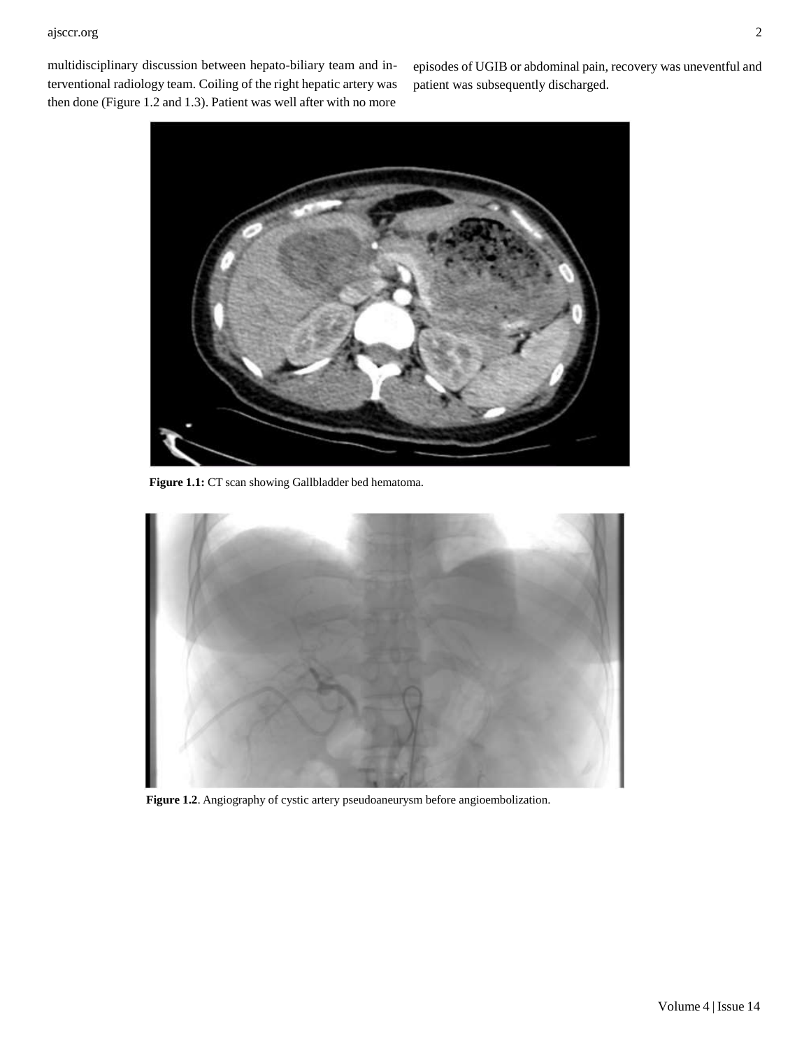multidisciplinary discussion between hepato-biliary team and interventional radiology team. Coiling of the right hepatic artery was then done (Figure 1.2 and 1.3). Patient was well after with no more episodes of UGIB or abdominal pain, recovery was uneventful and patient was subsequently discharged.

**Figure 1.1:** CT scan showing Gallbladder bed hematoma.

**Figure 1.2**. Angiography of cystic artery pseudoaneurysm before angioembolization.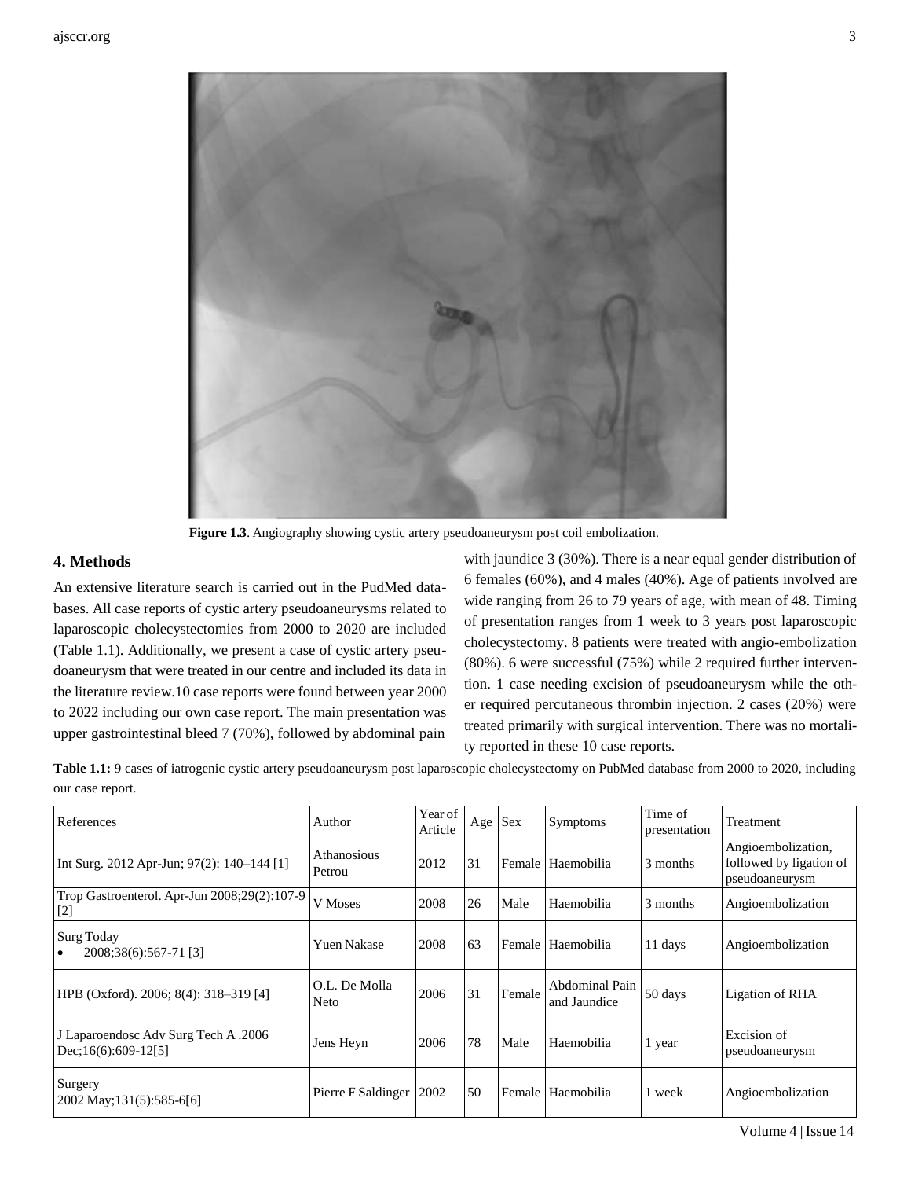**Figure 1.3**. Angiography showing cystic artery pseudoaneurysm post coil embolization.

## 4. Methods

An extensive literature search is carried out in the PudMed databases. All case reports of cystic artery pseudoaneurysms related to laparoscopic cholecystectomies from 2000 to 2020 are included (Table 1.1). Additionally, we present a case of cystic artery pseudoaneurysm that were treated in our centre and included its data in the literature review.10 case reports were found between year 2000 to 2022 including our own case report. The main presentation was upper gastrointestinal bleed 7 (70%), followed by abdominal pain with jaundice 3 (30%). There is a near equal gender distribution of 6 females (60%), and 4 males (40%). Age of patients involved are wide ranging from 26 to 79 years of age, with mean of 48. Timing of presentation ranges from 1 week to 3 years post laparoscopic cholecystectomy. 8 patients were treated with angio-embolization (80%). 6 were successful (75%) while 2 required further intervention. 1 case needing excision of pseudoaneurysm while the other required percutaneous thrombin injection. 2 cases (20%) were treated primarily with surgical intervention. There was no mortality reported in these 10 case reports.

**Table 1.1:** 9 cases of iatrogenic cystic artery pseudoaneurysm post laparoscopic cholecystectomy on PubMed database from 2000 to 2020, including our case report.

| References | Author | Year of Article | Age | Sex | Symptoms | Time of presentation | Treatment |
|---|---|---|---|---|---|---|---|
| Int Surg. 2012 Apr-Jun; 97(2): 140–144 [1] | Athanosious Petrou | 2012 | 31 | Female | Haemobilia | 3 months | Angioembolization, followed by ligation of pseudoaneurysm |
| Trop Gastroenterol. Apr-Jun 2008;29(2):107-9 [2] | V Moses | 2008 | 26 | Male | Haemobilia | 3 months | Angioembolization |
| Surg Today • 2008;38(6):567-71 [3] | Yuen Nakase | 2008 | 63 | Female | Haemobilia | 11 days | Angioembolization |
| HPB (Oxford). 2006; 8(4): 318–319 [4] | O.L. De Molla Neto | 2006 | 31 | Female | Abdominal Pain and Jaundice | 50 days | Ligation of RHA |
| J Laparoendosc Adv Surg Tech A .2006 Dec;16(6):609-12[5] | Jens Heyn | 2006 | 78 | Male | Haemobilia | 1 year | Excision of pseudoaneurysm |
| Surgery 2002 May;131(5):585-6[6] | Pierre F Saldinger | 2002 | 50 | Female | Haemobilia | 1 week | Angioembolization |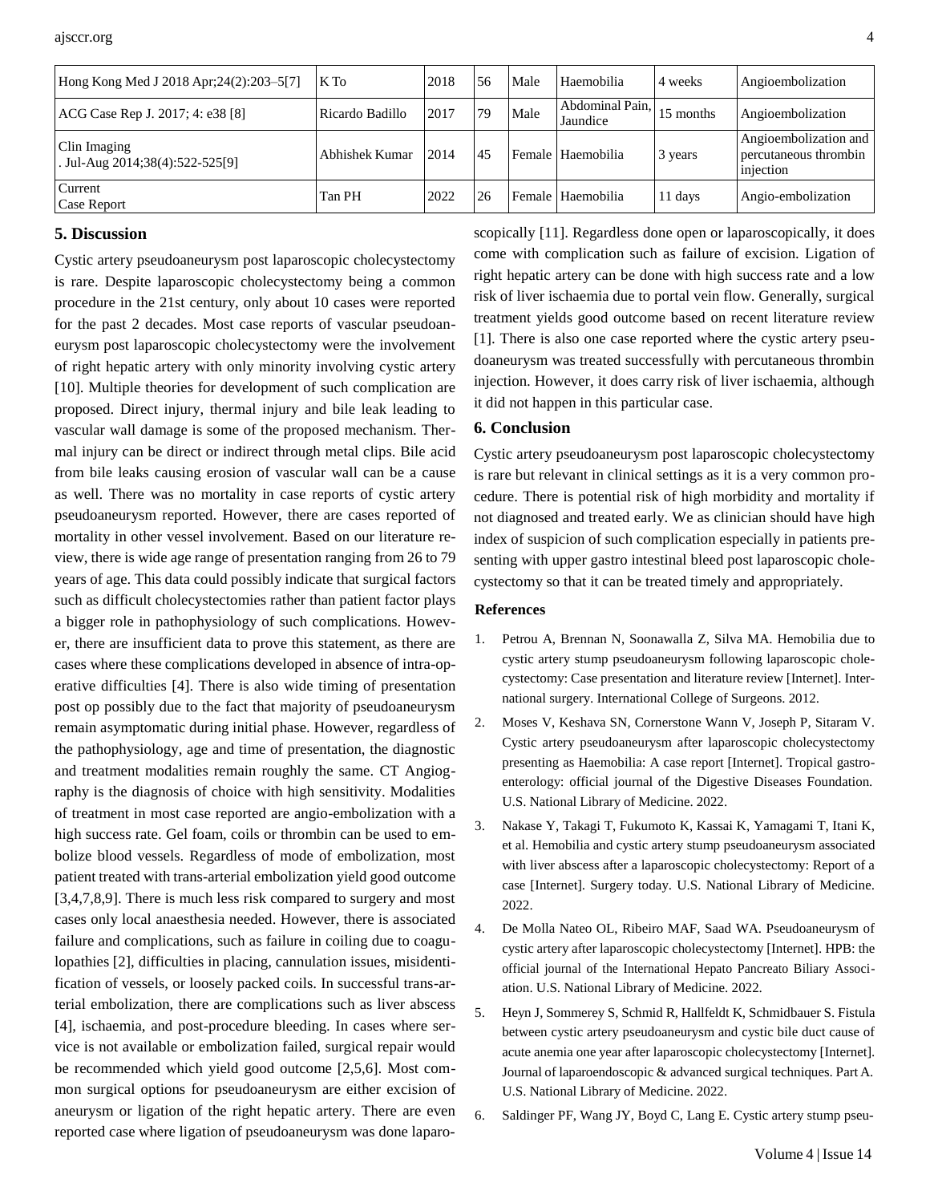| Hong Kong Med J 2018 Apr;24(2):203–5[7] | K To | 2018 | 56 | Male | Haemobilia | 4 weeks | Angioembolization |
|---|---|---|---|---|---|---|---|
| ACG Case Rep J. 2017; 4: e38 [8] | Ricardo Badillo | 2017 | 79 | Male | Abdominal Pain, Jaundice | 15 months | Angioembolization |
| Clin Imaging . Jul-Aug 2014;38(4):522-525[9] | Abhishek Kumar | 2014 | 45 | Female | Haemobilia | 3 years | Angioembolization and percutaneous thrombin injection |
| Current Case Report | Tan PH | 2022 | 26 | Female | Haemobilia | 11 days | Angio-embolization |

## 5. Discussion

Cystic artery pseudoaneurysm post laparoscopic cholecystectomy is rare. Despite laparoscopic cholecystectomy being a common procedure in the 21st century, only about 10 cases were reported for the past 2 decades. Most case reports of vascular pseudoaneurysm post laparoscopic cholecystectomy were the involvement of right hepatic artery with only minority involving cystic artery [10]. Multiple theories for development of such complication are proposed. Direct injury, thermal injury and bile leak leading to vascular wall damage is some of the proposed mechanism. Thermal injury can be direct or indirect through metal clips. Bile acid from bile leaks causing erosion of vascular wall can be a cause as well. There was no mortality in case reports of cystic artery pseudoaneurysm reported. However, there are cases reported of mortality in other vessel involvement. Based on our literature review, there is wide age range of presentation ranging from 26 to 79 years of age. This data could possibly indicate that surgical factors such as difficult cholecystectomies rather than patient factor plays a bigger role in pathophysiology of such complications. However, there are insufficient data to prove this statement, as there are cases where these complications developed in absence of intra-operative difficulties [4]. There is also wide timing of presentation post op possibly due to the fact that majority of pseudoaneurysm remain asymptomatic during initial phase. However, regardless of the pathophysiology, age and time of presentation, the diagnostic and treatment modalities remain roughly the same. CT Angiography is the diagnosis of choice with high sensitivity. Modalities of treatment in most case reported are angio-embolization with a high success rate. Gel foam, coils or thrombin can be used to embolize blood vessels. Regardless of mode of embolization, most patient treated with trans-arterial embolization yield good outcome [3,4,7,8,9]. There is much less risk compared to surgery and most cases only local anaesthesia needed. However, there is associated failure and complications, such as failure in coiling due to coagulopathies [2], difficulties in placing, cannulation issues, misidentification of vessels, or loosely packed coils. In successful trans-arterial embolization, there are complications such as liver abscess [4], ischaemia, and post-procedure bleeding. In cases where service is not available or embolization failed, surgical repair would be recommended which yield good outcome [2,5,6]. Most common surgical options for pseudoaneurysm are either excision of aneurysm or ligation of the right hepatic artery. There are even reported case where ligation of pseudoaneurysm was done laparoscopically [11]. Regardless done open or laparoscopically, it does come with complication such as failure of excision. Ligation of right hepatic artery can be done with high success rate and a low risk of liver ischaemia due to portal vein flow. Generally, surgical treatment yields good outcome based on recent literature review [1]. There is also one case reported where the cystic artery pseudoaneurysm was treated successfully with percutaneous thrombin injection. However, it does carry risk of liver ischaemia, although it did not happen in this particular case.

## 6. Conclusion

Cystic artery pseudoaneurysm post laparoscopic cholecystectomy is rare but relevant in clinical settings as it is a very common procedure. There is potential risk of high morbidity and mortality if not diagnosed and treated early. We as clinician should have high index of suspicion of such complication especially in patients presenting with upper gastro intestinal bleed post laparoscopic cholecystectomy so that it can be treated timely and appropriately.

### References

1. Petrou A, Brennan N, Soonawalla Z, Silva MA. Hemobilia due to cystic artery stump pseudoaneurysm following laparoscopic cholecystectomy: Case presentation and literature review [Internet]. International surgery. International College of Surgeons. 2012.
2. Moses V, Keshava SN, Cornerstone Wann V, Joseph P, Sitaram V. Cystic artery pseudoaneurysm after laparoscopic cholecystectomy presenting as Haemobilia: A case report [Internet]. Tropical gastroenterology: official journal of the Digestive Diseases Foundation. U.S. National Library of Medicine. 2022.
3. Nakase Y, Takagi T, Fukumoto K, Kassai K, Yamagami T, Itani K, et al. Hemobilia and cystic artery stump pseudoaneurysm associated with liver abscess after a laparoscopic cholecystectomy: Report of a case [Internet]. Surgery today. U.S. National Library of Medicine. 2022.
4. De Molla Nateo OL, Ribeiro MAF, Saad WA. Pseudoaneurysm of cystic artery after laparoscopic cholecystectomy [Internet]. HPB: the official journal of the International Hepato Pancreato Biliary Association. U.S. National Library of Medicine. 2022.
5. Heyn J, Sommerey S, Schmid R, Hallfeldt K, Schmidbauer S. Fistula between cystic artery pseudoaneurysm and cystic bile duct cause of acute anemia one year after laparoscopic cholecystectomy [Internet]. Journal of laparoendoscopic & advanced surgical techniques. Part A. U.S. National Library of Medicine. 2022.
6. Saldinger PF, Wang JY, Boyd C, Lang E. Cystic artery stump pseu-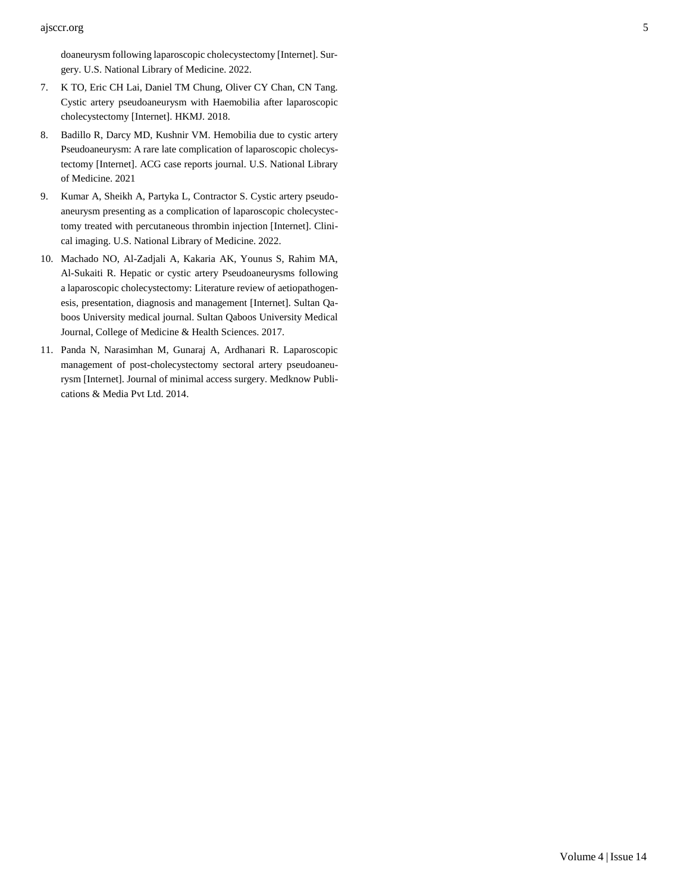doaneurysm following laparoscopic cholecystectomy [Internet]. Surgery. U.S. National Library of Medicine. 2022.

7. K TO, Eric CH Lai, Daniel TM Chung, Oliver CY Chan, CN Tang. Cystic artery pseudoaneurysm with Haemobilia after laparoscopic cholecystectomy [Internet]. HKMJ. 2018.

8. Badillo R, Darcy MD, Kushnir VM. Hemobilia due to cystic artery Pseudoaneurysm: A rare late complication of laparoscopic cholecystectomy [Internet]. ACG case reports journal. U.S. National Library of Medicine. 2021

9. Kumar A, Sheikh A, Partyka L, Contractor S. Cystic artery pseudoaneurysm presenting as a complication of laparoscopic cholecystectomy treated with percutaneous thrombin injection [Internet]. Clinical imaging. U.S. National Library of Medicine. 2022.

10. Machado NO, Al-Zadjali A, Kakaria AK, Younus S, Rahim MA, Al-Sukaiti R. Hepatic or cystic artery Pseudoaneurysms following a laparoscopic cholecystectomy: Literature review of aetiopathogenesis, presentation, diagnosis and management [Internet]. Sultan Qaboos University medical journal. Sultan Qaboos University Medical Journal, College of Medicine & Health Sciences. 2017.

11. Panda N, Narasimhan M, Gunaraj A, Ardhanari R. Laparoscopic management of post-cholecystectomy sectoral artery pseudoaneurysm [Internet]. Journal of minimal access surgery. Medknow Publications & Media Pvt Ltd. 2014.